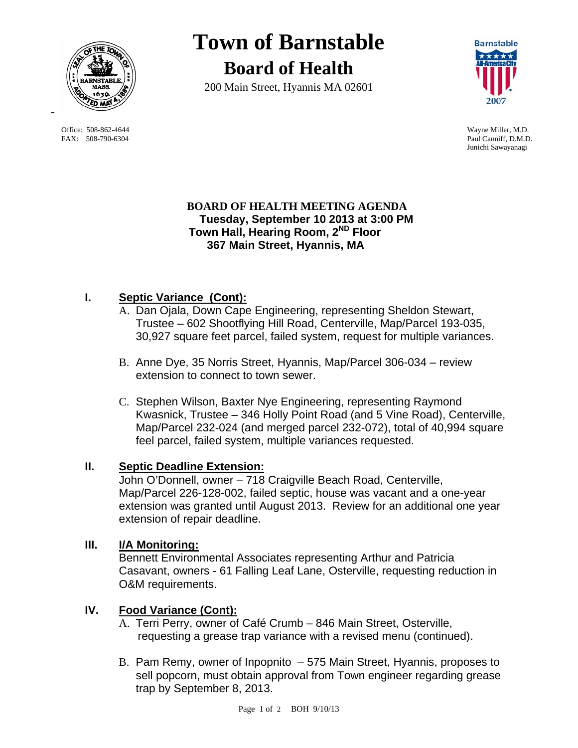# Town of Barnstable

## Board of Health

200 Main Street, Hyannis MA 02601

Office: 508-862-4644
FAX: 508-790-6304

Wayne Miller, M.D.
Paul Canniff, D.M.D.
Junichi Sawayanagi

**BOARD OF HEALTH MEETING AGENDA**
**Tuesday, September 10 2013 at 3:00 PM**
**Town Hall, Hearing Room, 2ND Floor**
**367 Main Street, Hyannis, MA**

## I. Septic Variance (Cont):

A. Dan Ojala, Down Cape Engineering, representing Sheldon Stewart, Trustee – 602 Shootflying Hill Road, Centerville, Map/Parcel 193-035, 30,927 square feet parcel, failed system, request for multiple variances.

B. Anne Dye, 35 Norris Street, Hyannis, Map/Parcel 306-034 – review extension to connect to town sewer.

C. Stephen Wilson, Baxter Nye Engineering, representing Raymond Kwasnick, Trustee – 346 Holly Point Road (and 5 Vine Road), Centerville, Map/Parcel 232-024 (and merged parcel 232-072), total of 40,994 square feel parcel, failed system, multiple variances requested.

## II. Septic Deadline Extension:

John O'Donnell, owner – 718 Craigville Beach Road, Centerville, Map/Parcel 226-128-002, failed septic, house was vacant and a one-year extension was granted until August 2013. Review for an additional one year extension of repair deadline.

## III. I/A Monitoring:

Bennett Environmental Associates representing Arthur and Patricia Casavant, owners - 61 Falling Leaf Lane, Osterville, requesting reduction in O&M requirements.

## IV. Food Variance (Cont):

A. Terri Perry, owner of Café Crumb – 846 Main Street, Osterville, requesting a grease trap variance with a revised menu (continued).

B. Pam Remy, owner of Inpopnito – 575 Main Street, Hyannis, proposes to sell popcorn, must obtain approval from Town engineer regarding grease trap by September 8, 2013.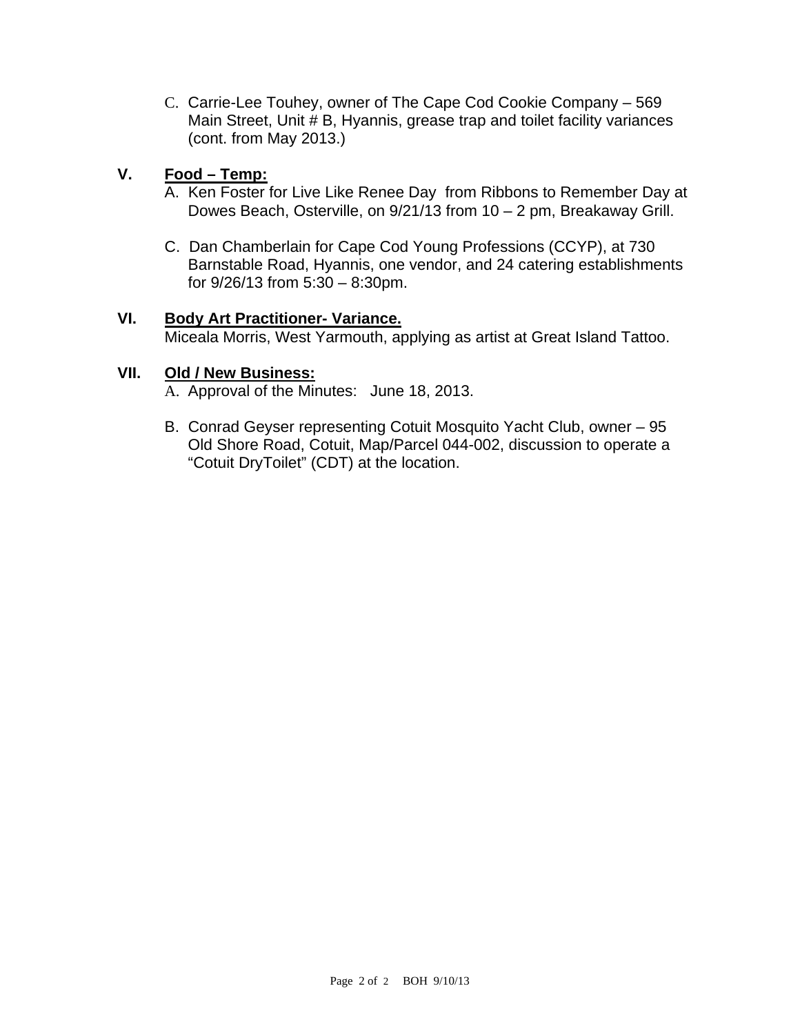C. Carrie-Lee Touhey, owner of The Cape Cod Cookie Company – 569 Main Street, Unit # B, Hyannis, grease trap and toilet facility variances (cont. from May 2013.)

## V. Food – Temp:

A. Ken Foster for Live Like Renee Day from Ribbons to Remember Day at Dowes Beach, Osterville, on 9/21/13 from 10 – 2 pm, Breakaway Grill.

C. Dan Chamberlain for Cape Cod Young Professions (CCYP), at 730 Barnstable Road, Hyannis, one vendor, and 24 catering establishments for 9/26/13 from 5:30 – 8:30pm.

## VI. Body Art Practitioner- Variance.

Miceala Morris, West Yarmouth, applying as artist at Great Island Tattoo.

## VII. Old / New Business:

A. Approval of the Minutes: June 18, 2013.

B. Conrad Geyser representing Cotuit Mosquito Yacht Club, owner – 95 Old Shore Road, Cotuit, Map/Parcel 044-002, discussion to operate a "Cotuit DryToilet" (CDT) at the location.